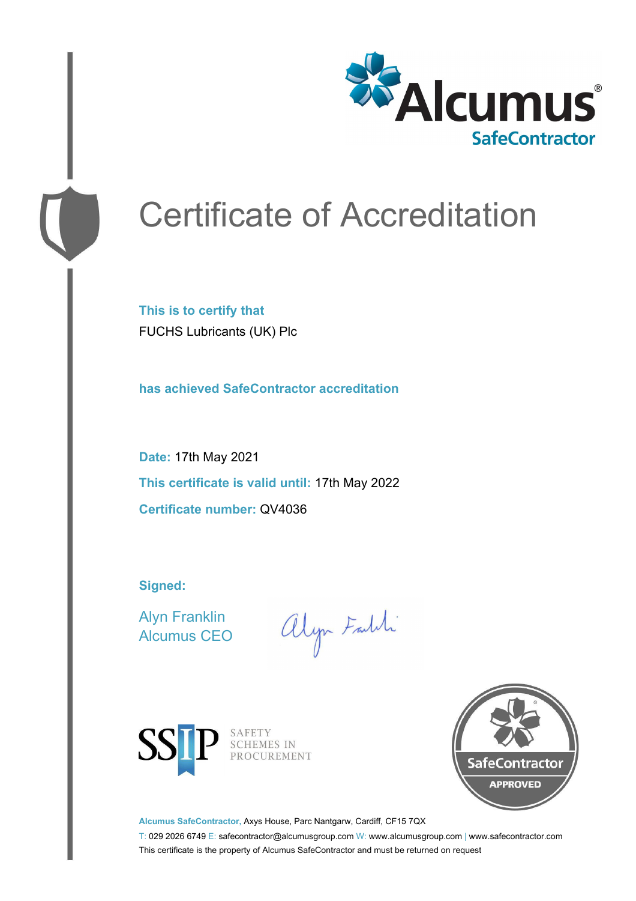Alcumus®
SafeContractor

# Certificate of Accreditation

**This is to certify that**

FUCHS Lubricants (UK) Plc

**has achieved SafeContractor accreditation**

**Date:** 17th May 2021

**This certificate is valid until:** 17th May 2022

**Certificate number:** QV4036

**Signed:**

Alyn Franklin
Alcumus CEO

SSIP SAFETY SCHEMES IN PROCUREMENT

SafeContractor APPROVED

**Alcumus SafeContractor,** Axys House, Parc Nantgarw, Cardiff, CF15 7QX

T: 029 2026 6749 E: safecontractor@alcumusgroup.com W: www.alcumusgroup.com | www.safecontractor.com

This certificate is the property of Alcumus SafeContractor and must be returned on request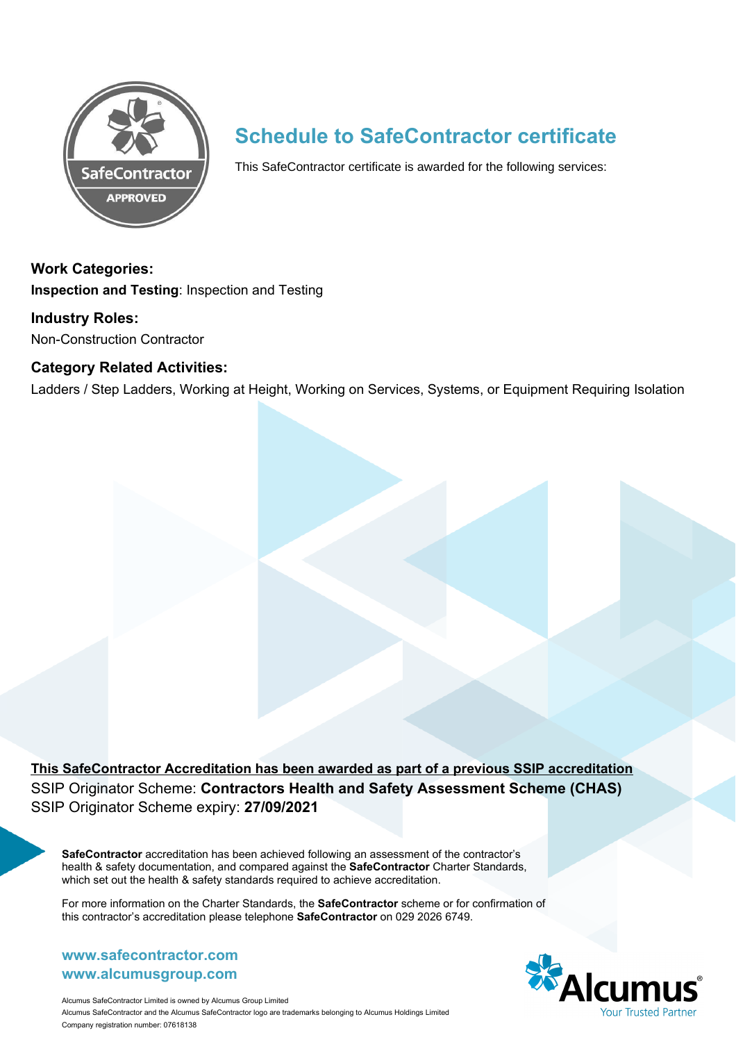# Schedule to SafeContractor certificate

This SafeContractor certificate is awarded for the following services:

### Work Categories:

**Inspection and Testing**: Inspection and Testing

### Industry Roles:

Non-Construction Contractor

### Category Related Activities:

Ladders / Step Ladders, Working at Height, Working on Services, Systems, or Equipment Requiring Isolation

**This SafeContractor Accreditation has been awarded as part of a previous SSIP accreditation**

SSIP Originator Scheme: **Contractors Health and Safety Assessment Scheme (CHAS)**

SSIP Originator Scheme expiry: **27/09/2021**

**SafeContractor** accreditation has been achieved following an assessment of the contractor's health & safety documentation, and compared against the **SafeContractor** Charter Standards, which set out the health & safety standards required to achieve accreditation.

For more information on the Charter Standards, the **SafeContractor** scheme or for confirmation of this contractor's accreditation please telephone **SafeContractor** on 029 2026 6749.

**www.safecontractor.com**
**www.alcumusgroup.com**

Alcumus SafeContractor Limited is owned by Alcumus Group Limited
Alcumus SafeContractor and the Alcumus SafeContractor logo are trademarks belonging to Alcumus Holdings Limited
Company registration number: 07618138

Alcumus®
Your Trusted Partner